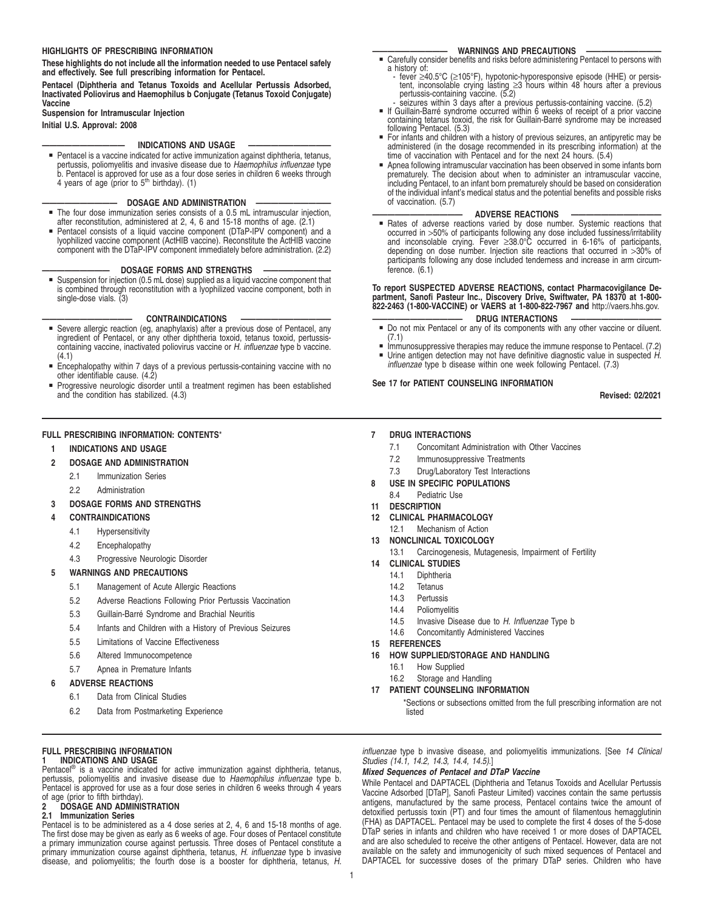## HIGHLIGHTS OF PRESCRIBING INFORMATION

**These highlights do not include all the information needed to use Pentacel safely and effectively. See full prescribing information for Pentacel.**

**Pentacel (Diphtheria and Tetanus Toxoids and Acellular Pertussis Adsorbed, Inactivated Poliovirus and Haemophilus b Conjugate (Tetanus Toxoid Conjugate) Vaccine**

**Suspension for Intramuscular Injection**

**Initial U.S. Approval: 2008**

### INDICATIONS AND USAGE

- Pentacel is a vaccine indicated for active immunization against diphtheria, tetanus, pertussis, poliomyelitis and invasive disease due to *Haemophilus influenzae* type b. Pentacel is approved for use as a four dose series in children 6 weeks through 4 years of age (prior to 5th birthday). (1)

### DOSAGE AND ADMINISTRATION

- The four dose immunization series consists of a 0.5 mL intramuscular injection, after reconstitution, administered at 2, 4, 6 and 15-18 months of age. (2.1)
- Pentacel consists of a liquid vaccine component (DTaP-IPV component) and a lyophilized vaccine component (ActHIB vaccine). Reconstitute the ActHIB vaccine component with the DTaP-IPV component immediately before administration. (2.2)

### DOSAGE FORMS AND STRENGTHS

- Suspension for injection (0.5 mL dose) supplied as a liquid vaccine component that is combined through reconstitution with a lyophilized vaccine component, both in single-dose vials. (3)

### CONTRAINDICATIONS

- Severe allergic reaction (eg, anaphylaxis) after a previous dose of Pentacel, any ingredient of Pentacel, or any other diphtheria toxoid, tetanus toxoid, pertussis-containing vaccine, inactivated poliovirus vaccine or *H. influenzae* type b vaccine. (4.1)
- Encephalopathy within 7 days of a previous pertussis-containing vaccine with no other identifiable cause. (4.2)
- Progressive neurologic disorder until a treatment regimen has been established and the condition has stabilized. (4.3)

### WARNINGS AND PRECAUTIONS

- Carefully consider benefits and risks before administering Pentacel to persons with a history of:
  - fever ≥40.5°C (≥105°F), hypotonic-hyporesponsive episode (HHE) or persistent, inconsolable crying lasting ≥3 hours within 48 hours after a previous pertussis-containing vaccine. (5.2)
  - seizures within 3 days after a previous pertussis-containing vaccine. (5.2)
- If Guillain-Barré syndrome occurred within 6 weeks of receipt of a prior vaccine containing tetanus toxoid, the risk for Guillain-Barré syndrome may be increased following Pentacel. (5.3)
- For infants and children with a history of previous seizures, an antipyretic may be administered (in the dosage recommended in its prescribing information) at the time of vaccination with Pentacel and for the next 24 hours. (5.4)
- Apnea following intramuscular vaccination has been observed in some infants born prematurely. The decision about when to administer an intramuscular vaccine, including Pentacel, to an infant born prematurely should be based on consideration of the individual infant's medical status and the potential benefits and possible risks of vaccination. (5.7)

### ADVERSE REACTIONS

- Rates of adverse reactions varied by dose number. Systemic reactions that occurred in >50% of participants following any dose included fussiness/irritability and inconsolable crying. Fever ≥38.0°C occurred in 6-16% of participants, depending on dose number. Injection site reactions that occurred in >30% of participants following any dose included tenderness and increase in arm circumference. (6.1)

**To report SUSPECTED ADVERSE REACTIONS, contact Pharmacovigilance Department, Sanofi Pasteur Inc., Discovery Drive, Swiftwater, PA 18370 at 1-800-822-2463 (1-800-VACCINE) or VAERS at 1-800-822-7967 and** http://vaers.hhs.gov.

### DRUG INTERACTIONS

- Do not mix Pentacel or any of its components with any other vaccine or diluent. (7.1)
- Immunosuppressive therapies may reduce the immune response to Pentacel. (7.2)
- Urine antigen detection may not have definitive diagnostic value in suspected *H. influenzae* type b disease within one week following Pentacel. (7.3)

**See 17 for PATIENT COUNSELING INFORMATION**

**Revised: 02/2021**

---

## FULL PRESCRIBING INFORMATION: CONTENTS*

**1 INDICATIONS AND USAGE**

**2 DOSAGE AND ADMINISTRATION**
- 2.1 Immunization Series
- 2.2 Administration

**3 DOSAGE FORMS AND STRENGTHS**

**4 CONTRAINDICATIONS**
- 4.1 Hypersensitivity
- 4.2 Encephalopathy
- 4.3 Progressive Neurologic Disorder

**5 WARNINGS AND PRECAUTIONS**
- 5.1 Management of Acute Allergic Reactions
- 5.2 Adverse Reactions Following Prior Pertussis Vaccination
- 5.3 Guillain-Barré Syndrome and Brachial Neuritis
- 5.4 Infants and Children with a History of Previous Seizures
- 5.5 Limitations of Vaccine Effectiveness
- 5.6 Altered Immunocompetence
- 5.7 Apnea in Premature Infants

**6 ADVERSE REACTIONS**
- 6.1 Data from Clinical Studies
- 6.2 Data from Postmarketing Experience

**7 DRUG INTERACTIONS**
- 7.1 Concomitant Administration with Other Vaccines
- 7.2 Immunosuppressive Treatments
- 7.3 Drug/Laboratory Test Interactions

**8 USE IN SPECIFIC POPULATIONS**
- 8.4 Pediatric Use

**11 DESCRIPTION**

**12 CLINICAL PHARMACOLOGY**
- 12.1 Mechanism of Action

**13 NONCLINICAL TOXICOLOGY**
- 13.1 Carcinogenesis, Mutagenesis, Impairment of Fertility

**14 CLINICAL STUDIES**
- 14.1 Diphtheria
- 14.2 Tetanus
- 14.3 Pertussis
- 14.4 Poliomyelitis
- 14.5 Invasive Disease due to *H. Influenzae* Type b
- 14.6 Concomitantly Administered Vaccines

**15 REFERENCES**

**16 HOW SUPPLIED/STORAGE AND HANDLING**
- 16.1 How Supplied
- 16.2 Storage and Handling

**17 PATIENT COUNSELING INFORMATION**

*Sections or subsections omitted from the full prescribing information are not listed

---

## FULL PRESCRIBING INFORMATION

### 1 INDICATIONS AND USAGE

Pentacel® is a vaccine indicated for active immunization against diphtheria, tetanus, pertussis, poliomyelitis and invasive disease due to *Haemophilus influenzae* type b. Pentacel is approved for use as a four dose series in children 6 weeks through 4 years of age (prior to fifth birthday).

### 2 DOSAGE AND ADMINISTRATION

#### 2.1 Immunization Series

Pentacel is to be administered as a 4 dose series at 2, 4, 6 and 15-18 months of age. The first dose may be given as early as 6 weeks of age. Four doses of Pentacel constitute a primary immunization course against pertussis. Three doses of Pentacel constitute a primary immunization course against diphtheria, tetanus, *H. influenzae* type b invasive disease, and poliomyelitis; the fourth dose is a booster for diphtheria, tetanus, *H. influenzae* type b invasive disease, and poliomyelitis immunizations. [See *14 Clinical Studies (14.1, 14.2, 14.3, 14.4, 14.5).*]

***Mixed Sequences of Pentacel and DTaP Vaccine***

While Pentacel and DAPTACEL (Diphtheria and Tetanus Toxoids and Acellular Pertussis Vaccine Adsorbed [DTaP], Sanofi Pasteur Limited) vaccines contain the same pertussis antigens, manufactured by the same process, Pentacel contains twice the amount of detoxified pertussis toxin (PT) and four times the amount of filamentous hemagglutinin (FHA) as DAPTACEL. Pentacel may be used to complete the first 4 doses of the 5-dose DTaP series in infants and children who have received 1 or more doses of DAPTACEL and are also scheduled to receive the other antigens of Pentacel. However, data are not available on the safety and immunogenicity of such mixed sequences of Pentacel and DAPTACEL for successive doses of the primary DTaP series. Children who have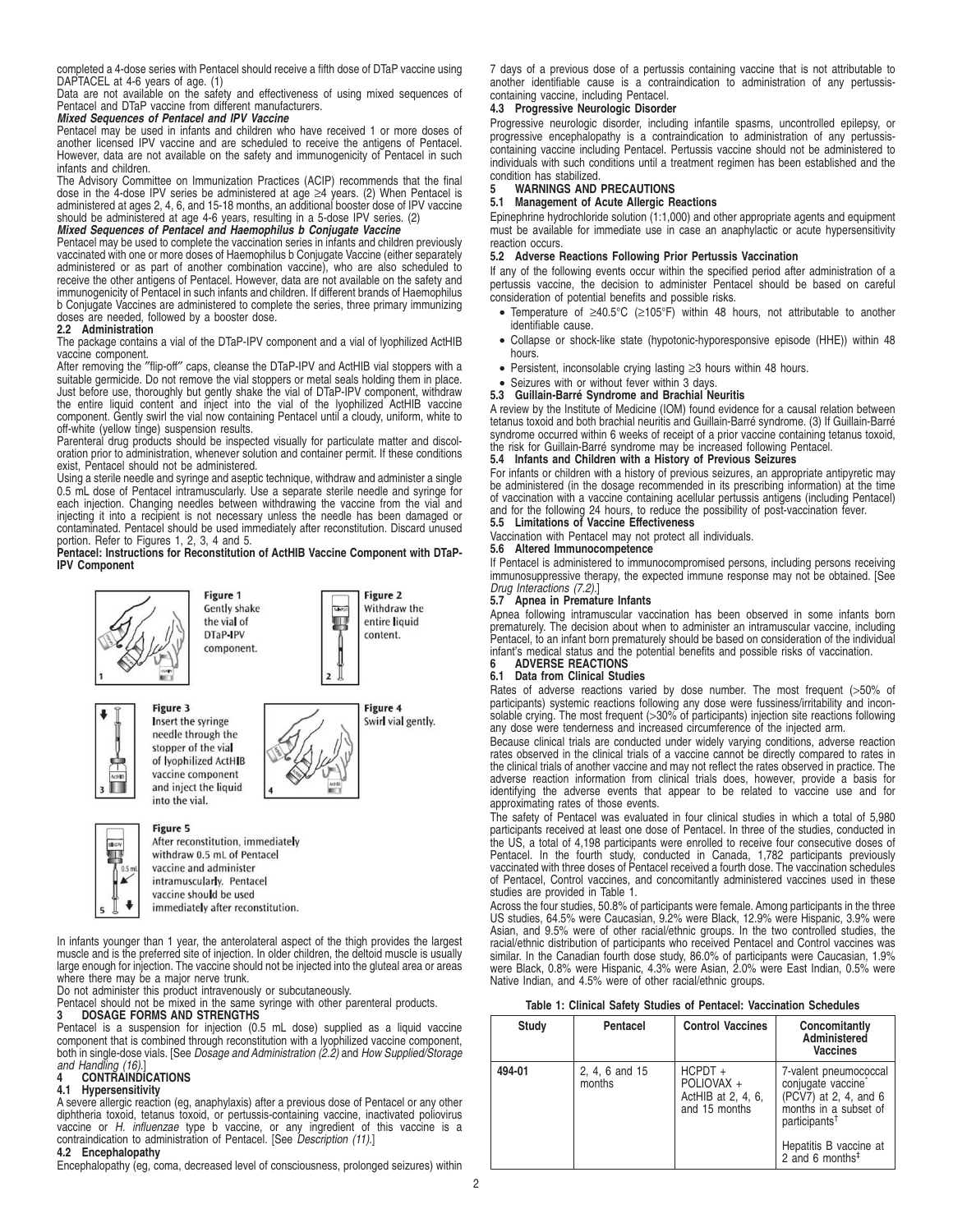completed a 4-dose series with Pentacel should receive a fifth dose of DTaP vaccine using DAPTACEL at 4-6 years of age. (1)

Data are not available on the safety and effectiveness of using mixed sequences of Pentacel and DTaP vaccine from different manufacturers.

***Mixed Sequences of Pentacel and IPV Vaccine***

Pentacel may be used in infants and children who have received 1 or more doses of another licensed IPV vaccine and are scheduled to receive the antigens of Pentacel. However, data are not available on the safety and immunogenicity of Pentacel in such infants and children.

The Advisory Committee on Immunization Practices (ACIP) recommends that the final dose in the 4-dose IPV series be administered at age ≥4 years. (2) When Pentacel is administered at ages 2, 4, 6, and 15-18 months, an additional booster dose of IPV vaccine should be administered at age 4-6 years, resulting in a 5-dose IPV series. (2)

***Mixed Sequences of Pentacel and Haemophilus b Conjugate Vaccine***

Pentacel may be used to complete the vaccination series in infants and children previously vaccinated with one or more doses of Haemophilus b Conjugate Vaccine (either separately administered or as part of another combination vaccine), who are also scheduled to receive the other antigens of Pentacel. However, data are not available on the safety and immunogenicity of Pentacel in such infants and children. If different brands of Haemophilus b Conjugate Vaccines are administered to complete the series, three primary immunizing doses are needed, followed by a booster dose.

### 2.2 Administration

The package contains a vial of the DTaP-IPV component and a vial of lyophilized ActHIB vaccine component.

After removing the "flip-off" caps, cleanse the DTaP-IPV and ActHIB vial stoppers with a suitable germicide. Do not remove the vial stoppers or metal seals holding them in place. Just before use, thoroughly but gently shake the vial of DTaP-IPV component, withdraw the entire liquid content and inject into the vial of the lyophilized ActHIB vaccine component. Gently swirl the vial now containing Pentacel until a cloudy, uniform, white to off-white (yellow tinge) suspension results.

Parenteral drug products should be inspected visually for particulate matter and discoloration prior to administration, whenever solution and container permit. If these conditions exist, Pentacel should not be administered.

Using a sterile needle and syringe and aseptic technique, withdraw and administer a single 0.5 mL dose of Pentacel intramuscularly. Use a separate sterile needle and syringe for each injection. Changing needles between withdrawing the vaccine from the vial and injecting it into a recipient is not necessary unless the needle has been damaged or contaminated. Pentacel should be used immediately after reconstitution. Discard unused portion. Refer to Figures 1, 2, 3, 4 and 5.

**Pentacel: Instructions for Reconstitution of ActHIB Vaccine Component with DTaP-IPV Component**

Figure 1 Gently shake the vial of DTaP-IPV component.

Figure 2 Withdraw the entire liquid content.

Figure 3 Insert the syringe needle through the stopper of the vial of lyophilized ActHIB vaccine component and inject the liquid into the vial.

Figure 4 Swirl vial gently.

Figure 5 After reconstitution, immediately withdraw 0.5 mL of Pentacel vaccine and administer intramuscularly. Pentacel vaccine should be used immediately after reconstitution.

In infants younger than 1 year, the anterolateral aspect of the thigh provides the largest muscle and is the preferred site of injection. In older children, the deltoid muscle is usually large enough for injection. The vaccine should not be injected into the gluteal area or areas where there may be a major nerve trunk.

Do not administer this product intravenously or subcutaneously.

Pentacel should not be mixed in the same syringe with other parenteral products.

## 3 DOSAGE FORMS AND STRENGTHS

Pentacel is a suspension for injection (0.5 mL dose) supplied as a liquid vaccine component that is combined through reconstitution with a lyophilized vaccine component, both in single-dose vials. [See *Dosage and Administration (2.2)* and *How Supplied/Storage and Handling (16)*.]

## 4 CONTRAINDICATIONS

### 4.1 Hypersensitivity

A severe allergic reaction (eg, anaphylaxis) after a previous dose of Pentacel or any other diphtheria toxoid, tetanus toxoid, or pertussis-containing vaccine, inactivated poliovirus vaccine or *H. influenzae* type b vaccine, or any ingredient of this vaccine is a contraindication to administration of Pentacel. [See *Description (11)*.]

### 4.2 Encephalopathy

Encephalopathy (eg, coma, decreased level of consciousness, prolonged seizures) within 7 days of a previous dose of a pertussis containing vaccine that is not attributable to another identifiable cause is a contraindication to administration of any pertussis-containing vaccine, including Pentacel.

### 4.3 Progressive Neurologic Disorder

Progressive neurologic disorder, including infantile spasms, uncontrolled epilepsy, or progressive encephalopathy is a contraindication to administration of any pertussis-containing vaccine including Pentacel. Pertussis vaccine should not be administered to individuals with such conditions until a treatment regimen has been established and the condition has stabilized.

## 5 WARNINGS AND PRECAUTIONS

### 5.1 Management of Acute Allergic Reactions

Epinephrine hydrochloride solution (1:1,000) and other appropriate agents and equipment must be available for immediate use in case an anaphylactic or acute hypersensitivity reaction occurs.

### 5.2 Adverse Reactions Following Prior Pertussis Vaccination

If any of the following events occur within the specified period after administration of a pertussis vaccine, the decision to administer Pentacel should be based on careful consideration of potential benefits and possible risks.

- Temperature of ≥40.5°C (≥105°F) within 48 hours, not attributable to another identifiable cause.
- Collapse or shock-like state (hypotonic-hyporesponsive episode (HHE)) within 48 hours.
- Persistent, inconsolable crying lasting ≥3 hours within 48 hours.
- Seizures with or without fever within 3 days.

### 5.3 Guillain-Barré Syndrome and Brachial Neuritis

A review by the Institute of Medicine (IOM) found evidence for a causal relation between tetanus toxoid and both brachial neuritis and Guillain-Barré syndrome. (3) If Guillain-Barré syndrome occurred within 6 weeks of receipt of a prior vaccine containing tetanus toxoid, the risk for Guillain-Barré syndrome may be increased following Pentacel.

### 5.4 Infants and Children with a History of Previous Seizures

For infants or children with a history of previous seizures, an appropriate antipyretic may be administered (in the dosage recommended in its prescribing information) at the time of vaccination with a vaccine containing acellular pertussis antigens (including Pentacel) and for the following 24 hours, to reduce the possibility of post-vaccination fever.

### 5.5 Limitations of Vaccine Effectiveness

Vaccination with Pentacel may not protect all individuals.

### 5.6 Altered Immunocompetence

If Pentacel is administered to immunocompromised persons, including persons receiving immunosuppressive therapy, the expected immune response may not be obtained. [See *Drug Interactions (7.2)*.]

### 5.7 Apnea in Premature Infants

Apnea following intramuscular vaccination has been observed in some infants born prematurely. The decision about when to administer an intramuscular vaccine, including Pentacel, to an infant born prematurely should be based on consideration of the individual infant's medical status and the potential benefits and possible risks of vaccination.

## 6 ADVERSE REACTIONS

### 6.1 Data from Clinical Studies

Rates of adverse reactions varied by dose number. The most frequent (>50% of participants) systemic reactions following any dose were fussiness/irritability and inconsolable crying. The most frequent (>30% of participants) injection site reactions following any dose were tenderness and increased circumference of the injected arm.

Because clinical trials are conducted under widely varying conditions, adverse reaction rates observed in the clinical trials of a vaccine cannot be directly compared to rates in the clinical trials of another vaccine and may not reflect the rates observed in practice. The adverse reaction information from clinical trials does, however, provide a basis for identifying the adverse events that appear to be related to vaccine use and for approximating rates of those events.

The safety of Pentacel was evaluated in four clinical studies in which a total of 5,980 participants received at least one dose of Pentacel. In three of the studies, conducted in the US, a total of 4,198 participants were enrolled to receive four consecutive doses of Pentacel. In the fourth study, conducted in Canada, 1,782 participants previously vaccinated with three doses of Pentacel received a fourth dose. The vaccination schedules of Pentacel, Control vaccines, and concomitantly administered vaccines used in these studies are provided in Table 1.

Across the four studies, 50.8% of participants were female. Among participants in the three US studies, 64.5% were Caucasian, 9.2% were Black, 12.9% were Hispanic, 3.9% were Asian, and 9.5% were of other racial/ethnic groups. In the two controlled studies, the racial/ethnic distribution of participants who received Pentacel and Control vaccines was similar. In the Canadian fourth dose study, 86.0% of participants were Caucasian, 1.9% were Black, 0.8% were Hispanic, 4.3% were Asian, 2.0% were East Indian, 0.5% were Native Indian, and 4.5% were of other racial/ethnic groups.

**Table 1: Clinical Safety Studies of Pentacel: Vaccination Schedules**

| Study | Pentacel | Control Vaccines | Concomitantly Administered Vaccines |
|---|---|---|---|
| **494-01** | 2, 4, 6 and 15 months | HCPDT + POLIOVAX + ActHIB at 2, 4, 6, and 15 months | 7-valent pneumococcal conjugate vaccine* (PCV7) at 2, 4, and 6 months in a subset of participants† <br> Hepatitis B vaccine at 2 and 6 months‡ |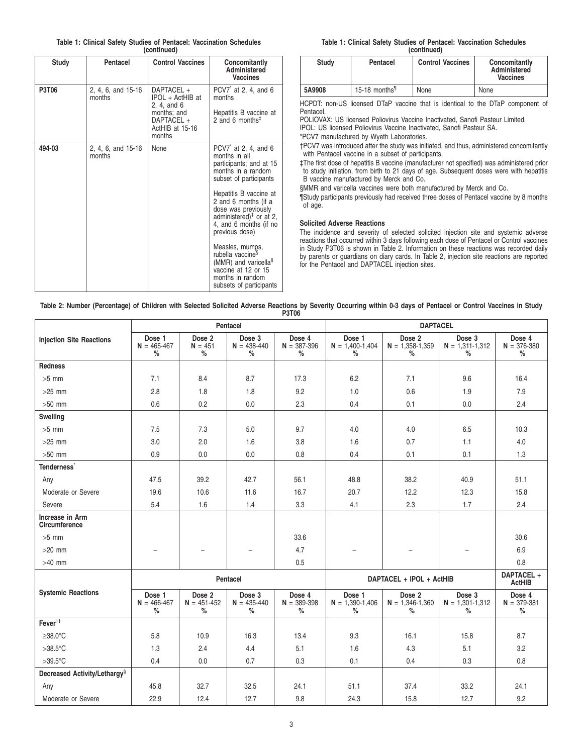**Table 1: Clinical Safety Studies of Pentacel: Vaccination Schedules (continued)**

| Study | Pentacel | Control Vaccines | Concomitantly Administered Vaccines |
|---|---|---|---|
| **P3T06** | 2, 4, 6, and 15-16 months | DAPTACEL + IPOL + ActHIB at 2, 4, and 6 months; and DAPTACEL + ActHIB at 15-16 months | PCV7* at 2, 4, and 6 months<br><br>Hepatitis B vaccine at 2 and 6 months‡ |
| **494-03** | 2, 4, 6, and 15-16 months | None | PCV7* at 2, 4, and 6 months in all participants; and at 15 months in a random subset of participants<br><br>Hepatitis B vaccine at 2 and 6 months (if a dose was previously administered)‡ or at 2, 4, and 6 months (if no previous dose)<br><br>Measles, mumps, rubella vaccine§ (MMR) and varicella§ vaccine at 12 or 15 months in random subsets of participants |
| **5A9908** | 15-18 months¶ | None | None |

HCPDT: non-US licensed DTaP vaccine that is identical to the DTaP component of Pentacel.

POLIOVAX: US licensed Poliovirus Vaccine Inactivated, Sanofi Pasteur Limited.

IPOL: US licensed Poliovirus Vaccine Inactivated, Sanofi Pasteur SA.

*PCV7 manufactured by Wyeth Laboratories.

†PCV7 was introduced after the study was initiated, and thus, administered concomitantly with Pentacel vaccine in a subset of participants.

‡The first dose of hepatitis B vaccine (manufacturer not specified) was administered prior to study initiation, from birth to 21 days of age. Subsequent doses were with hepatitis B vaccine manufactured by Merck and Co.

§MMR and varicella vaccines were both manufactured by Merck and Co.

¶Study participants previously had received three doses of Pentacel vaccine by 8 months of age.

### Solicited Adverse Reactions

The incidence and severity of selected solicited injection site and systemic adverse reactions that occurred within 3 days following each dose of Pentacel or Control vaccines in Study P3T06 is shown in Table 2. Information on these reactions was recorded daily by parents or guardians on diary cards. In Table 2, injection site reactions are reported for the Pentacel and DAPTACEL injection sites.

**Table 2: Number (Percentage) of Children with Selected Solicited Adverse Reactions by Severity Occurring within 0-3 days of Pentacel or Control Vaccines in Study P3T06**

| | Pentacel | | | | DAPTACEL | | | |
|---|---|---|---|---|---|---|---|---|
| **Injection Site Reactions** | Dose 1 N = 465-467 % | Dose 2 N = 451 % | Dose 3 N = 438-440 % | Dose 4 N = 387-396 % | Dose 1 N = 1,400-1,404 % | Dose 2 N = 1,358-1,359 % | Dose 3 N = 1,311-1,312 % | Dose 4 N = 376-380 % |
| **Redness** | | | | | | | | |
| >5 mm | 7.1 | 8.4 | 8.7 | 17.3 | 6.2 | 7.1 | 9.6 | 16.4 |
| >25 mm | 2.8 | 1.8 | 1.8 | 9.2 | 1.0 | 0.6 | 1.9 | 7.9 |
| >50 mm | 0.6 | 0.2 | 0.0 | 2.3 | 0.4 | 0.1 | 0.0 | 2.4 |
| **Swelling** | | | | | | | | |
| >5 mm | 7.5 | 7.3 | 5.0 | 9.7 | 4.0 | 4.0 | 6.5 | 10.3 |
| >25 mm | 3.0 | 2.0 | 1.6 | 3.8 | 1.6 | 0.7 | 1.1 | 4.0 |
| >50 mm | 0.9 | 0.0 | 0.0 | 0.8 | 0.4 | 0.1 | 0.1 | 1.3 |
| **Tenderness*** | | | | | | | | |
| Any | 47.5 | 39.2 | 42.7 | 56.1 | 48.8 | 38.2 | 40.9 | 51.1 |
| Moderate or Severe | 19.6 | 10.6 | 11.6 | 16.7 | 20.7 | 12.2 | 12.3 | 15.8 |
| Severe | 5.4 | 1.6 | 1.4 | 3.3 | 4.1 | 2.3 | 1.7 | 2.4 |
| **Increase in Arm Circumference** | | | | | | | | |
| >5 mm | | | | 33.6 | | | | 30.6 |
| >20 mm | – | – | – | 4.7 | – | – | – | 6.9 |
| >40 mm | | | | 0.5 | | | | 0.8 |
| | **Pentacel** | | | | **DAPTACEL + IPOL + ActHIB** | | | **DAPTACEL + ActHIB** |
| **Systemic Reactions** | Dose 1 N = 466-467 % | Dose 2 N = 451-452 % | Dose 3 N = 435-440 % | Dose 4 N = 389-398 % | Dose 1 N = 1,390-1,406 % | Dose 2 N = 1,346-1,360 % | Dose 3 N = 1,301-1,312 % | Dose 4 N = 379-381 % |
| **Fever†‡** | | | | | | | | |
| ≥38.0°C | 5.8 | 10.9 | 16.3 | 13.4 | 9.3 | 16.1 | 15.8 | 8.7 |
| >38.5°C | 1.3 | 2.4 | 4.4 | 5.1 | 1.6 | 4.3 | 5.1 | 3.2 |
| >39.5°C | 0.4 | 0.0 | 0.7 | 0.3 | 0.1 | 0.4 | 0.3 | 0.8 |
| **Decreased Activity/Lethargy§** | | | | | | | | |
| Any | 45.8 | 32.7 | 32.5 | 24.1 | 51.1 | 37.4 | 33.2 | 24.1 |
| Moderate or Severe | 22.9 | 12.4 | 12.7 | 9.8 | 24.3 | 15.8 | 12.7 | 9.2 |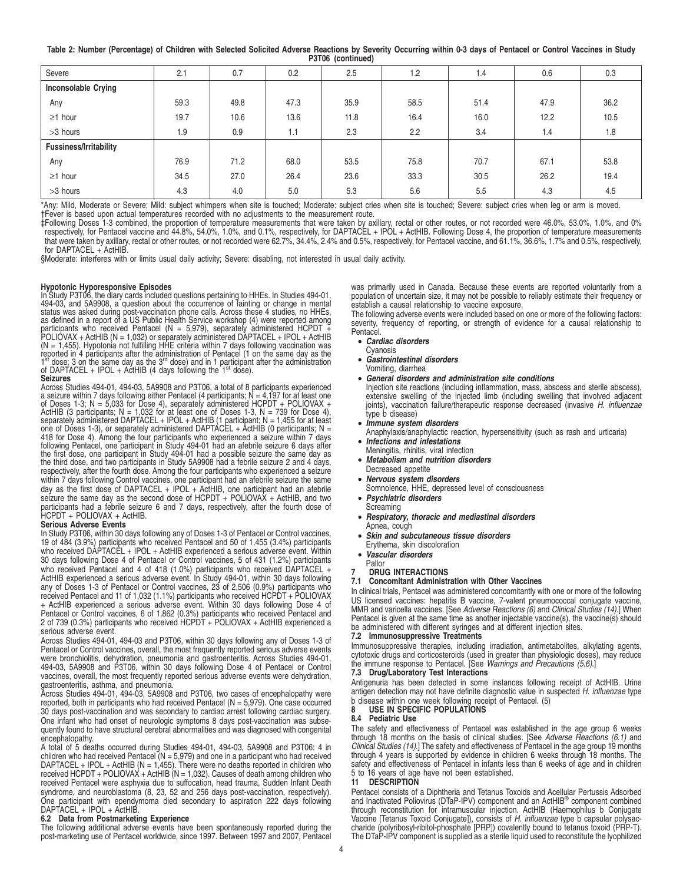**Table 2: Number (Percentage) of Children with Selected Solicited Adverse Reactions by Severity Occurring within 0-3 days of Pentacel or Control Vaccines in Study P3T06 (continued)**

| | | | | | | | | |
|---|---|---|---|---|---|---|---|---|
| Severe | 2.1 | 0.7 | 0.2 | 2.5 | 1.2 | 1.4 | 0.6 | 0.3 |
| **Inconsolable Crying** | | | | | | | | |
| Any | 59.3 | 49.8 | 47.3 | 35.9 | 58.5 | 51.4 | 47.9 | 36.2 |
| ≥1 hour | 19.7 | 10.6 | 13.6 | 11.8 | 16.4 | 16.0 | 12.2 | 10.5 |
| >3 hours | 1.9 | 0.9 | 1.1 | 2.3 | 2.2 | 3.4 | 1.4 | 1.8 |
| **Fussiness/Irritability** | | | | | | | | |
| Any | 76.9 | 71.2 | 68.0 | 53.5 | 75.8 | 70.7 | 67.1 | 53.8 |
| ≥1 hour | 34.5 | 27.0 | 26.4 | 23.6 | 33.3 | 30.5 | 26.2 | 19.4 |
| >3 hours | 4.3 | 4.0 | 5.0 | 5.3 | 5.6 | 5.5 | 4.3 | 4.5 |

*Any: Mild, Moderate or Severe; Mild: subject whimpers when site is touched; Moderate: subject cries when site is touched; Severe: subject cries when leg or arm is moved.
†Fever is based upon actual temperatures recorded with no adjustments to the measurement route.
‡Following Doses 1-3 combined, the proportion of temperature measurements that were taken by axillary, rectal or other routes, or not recorded were 46.0%, 53.0%, 1.0%, and 0% respectively, for Pentacel vaccine and 44.8%, 54.0%, 1.0%, and 0.1%, respectively, for DAPTACEL + IPOL + ActHIB. Following Dose 4, the proportion of temperature measurements that were taken by axillary, rectal or other routes, or not recorded were 62.7%, 34.4%, 2.4% and 0.5%, respectively, for Pentacel vaccine, and 61.1%, 36.6%, 1.7% and 0.5%, respectively, for DAPTACEL + ActHIB.
§Moderate: interferes with or limits usual daily activity; Severe: disabling, not interested in usual daily activity.

**Hypotonic Hyporesponsive Episodes**

In Study P3T06, the diary cards included questions pertaining to HHEs. In Studies 494-01, 494-03, and 5A9908, a question about the occurrence of fainting or change in mental status was asked during post-vaccination phone calls. Across these 4 studies, no HHEs, as defined in a report of a US Public Health Service workshop (4) were reported among participants who received Pentacel (N = 5,979), separately administered HCPDT + POLIOVAX + ActHIB (N = 1,032) or separately administered DAPTACEL + IPOL + ActHIB (N = 1,455). Hypotonia not fulfilling HHE criteria within 7 days following vaccination was reported in 4 participants after the administration of Pentacel (1 on the same day as the 1st dose; 3 on the same day as the 3rd dose) and in 1 participant after the administration of DAPTACEL + IPOL + ActHIB (4 days following the 1st dose).

**Seizures**

Across Studies 494-01, 494-03, 5A9908 and P3T06, a total of 8 participants experienced a seizure within 7 days following either Pentacel (4 participants; N = 4,197 for at least one of Doses 1-3; N = 5,033 for Dose 4), separately administered HCPDT + POLIOVAX + ActHIB (3 participants; N = 1,032 for at least one of Doses 1-3, N = 739 for Dose 4), separately administered DAPTACEL + IPOL + ActHIB (1 participant; N = 1,455 for at least one of Doses 1-3), or separately administered DAPTACEL + ActHIB (0 participants; N = 418 for Dose 4). Among the four participants who experienced a seizure within 7 days following Pentacel, one participant in Study 494-01 had an afebrile seizure 6 days after the first dose, one participant in Study 494-01 had a possible seizure the same day as the third dose, and two participants in Study 5A9908 had a febrile seizure 2 and 4 days, respectively, after the fourth dose. Among the four participants who experienced a seizure within 7 days following Control vaccines, one participant had an afebrile seizure the same day as the first dose of DAPTACEL + IPOL + ActHIB, one participant had an afebrile seizure the same day as the second dose of HCPDT + POLIOVAX + ActHIB, and two participants had a febrile seizure 6 and 7 days, respectively, after the fourth dose of HCPDT + POLIOVAX + ActHIB.

**Serious Adverse Events**

In Study P3T06, within 30 days following any of Doses 1-3 of Pentacel or Control vaccines, 19 of 484 (3.9%) participants who received Pentacel and 50 of 1,455 (3.4%) participants who received DAPTACEL + IPOL + ActHIB experienced a serious adverse event. Within 30 days following Dose 4 of Pentacel or Control vaccines, 5 of 431 (1.2%) participants who received Pentacel and 4 of 418 (1.0%) participants who received DAPTACEL + ActHIB experienced a serious adverse event. In Study 494-01, within 30 days following any of Doses 1-3 of Pentacel or Control vaccines, 23 of 2,506 (0.9%) participants who received Pentacel and 11 of 1,032 (1.1%) participants who received HCPDT + POLIOVAX + ActHIB experienced a serious adverse event. Within 30 days following Dose 4 of Pentacel or Control vaccines, 6 of 1,862 (0.3%) participants who received Pentacel and 2 of 739 (0.3%) participants who received HCPDT + POLIOVAX + ActHIB experienced a serious adverse event.

Across Studies 494-01, 494-03 and P3T06, within 30 days following any of Doses 1-3 of Pentacel or Control vaccines, overall, the most frequently reported serious adverse events were bronchiolitis, dehydration, pneumonia and gastroenteritis. Across Studies 494-01, 494-03, 5A9908 and P3T06, within 30 days following Dose 4 of Pentacel or Control vaccines, overall, the most frequently reported serious adverse events were dehydration, gastroenteritis, asthma, and pneumonia.

Across Studies 494-01, 494-03, 5A9908 and P3T06, two cases of encephalopathy were reported, both in participants who had received Pentacel (N = 5,979). One case occurred 30 days post-vaccination and was secondary to cardiac arrest following cardiac surgery. One infant who had onset of neurologic symptoms 8 days post-vaccination was subsequently found to have structural cerebral abnormalities and was diagnosed with congenital encephalopathy.

A total of 5 deaths occurred during Studies 494-01, 494-03, 5A9908 and P3T06: 4 in children who had received Pentacel (N = 5,979) and one in a participant who had received DAPTACEL + IPOL + ActHIB (N = 1,455). There were no deaths reported in children who received HCPDT + POLIOVAX + ActHIB (N = 1,032). Causes of death among children who received Pentacel were asphyxia due to suffocation, head trauma, Sudden Infant Death syndrome, and neuroblastoma (8, 23, 52 and 256 days post-vaccination, respectively). One participant with ependymoma died secondary to aspiration 222 days following DAPTACEL + IPOL + ActHIB.

### 6.2 Data from Postmarketing Experience

The following additional adverse events have been spontaneously reported during the post-marketing use of Pentacel worldwide, since 1997. Between 1997 and 2007, Pentacel was primarily used in Canada. Because these events are reported voluntarily from a population of uncertain size, it may not be possible to reliably estimate their frequency or establish a causal relationship to vaccine exposure.

The following adverse events were included based on one or more of the following factors: severity, frequency of reporting, or strength of evidence for a causal relationship to Pentacel.

- ***Cardiac disorders***
  Cyanosis
- ***Gastrointestinal disorders***
  Vomiting, diarrhea
- ***General disorders and administration site conditions***
  Injection site reactions (including inflammation, mass, abscess and sterile abscess), extensive swelling of the injected limb (including swelling that involved adjacent joints), vaccination failure/therapeutic response decreased (invasive *H. influenzae* type b disease)
- ***Immune system disorders***
  Anaphylaxis/anaphylactic reaction, hypersensitivity (such as rash and urticaria)
- ***Infections and infestations***
  Meningitis, rhinitis, viral infection
- ***Metabolism and nutrition disorders***
  Decreased appetite
- ***Nervous system disorders***
  Somnolence, HHE, depressed level of consciousness
- ***Psychiatric disorders***
  Screaming
- ***Respiratory, thoracic and mediastinal disorders***
  Apnea, cough
- ***Skin and subcutaneous tissue disorders***
  Erythema, skin discoloration
- ***Vascular disorders***
  Pallor

## 7 DRUG INTERACTIONS

### 7.1 Concomitant Administration with Other Vaccines

In clinical trials, Pentacel was administered concomitantly with one or more of the following US licensed vaccines: hepatitis B vaccine, 7-valent pneumococcal conjugate vaccine, MMR and varicella vaccines. [See *Adverse Reactions (6)* and *Clinical Studies (14)*.] When Pentacel is given at the same time as another injectable vaccine(s), the vaccine(s) should be administered with different syringes and at different injection sites.

### 7.2 Immunosuppressive Treatments

Immunosuppressive therapies, including irradiation, antimetabolites, alkylating agents, cytotoxic drugs and corticosteroids (used in greater than physiologic doses), may reduce the immune response to Pentacel. [See *Warnings and Precautions (5.6)*.]

### 7.3 Drug/Laboratory Test Interactions

Antigenuria has been detected in some instances following receipt of ActHIB. Urine antigen detection may not have definite diagnostic value in suspected *H. influenzae* type b disease within one week following receipt of Pentacel. (5)

## 8 USE IN SPECIFIC POPULATIONS

### 8.4 Pediatric Use

The safety and effectiveness of Pentacel was established in the age group 6 weeks through 18 months on the basis of clinical studies. [See *Adverse Reactions (6.1)* and *Clinical Studies (14)*.] The safety and effectiveness of Pentacel in the age group 19 months through 4 years is supported by evidence in children 6 weeks through 18 months. The safety and effectiveness of Pentacel in infants less than 6 weeks of age and in children 5 to 16 years of age have not been established.

## 11 DESCRIPTION

Pentacel consists of a Diphtheria and Tetanus Toxoids and Acellular Pertussis Adsorbed and Inactivated Poliovirus (DTaP-IPV) component and an ActHIB® component combined through reconstitution for intramuscular injection. ActHIB (Haemophilus b Conjugate Vaccine [Tetanus Toxoid Conjugate]), consists of *H. influenzae* type b capsular polysaccharide (polyribosyl-ribitol-phosphate [PRP]) covalently bound to tetanus toxoid (PRP-T). The DTaP-IPV component is supplied as a sterile liquid used to reconstitute the lyophilized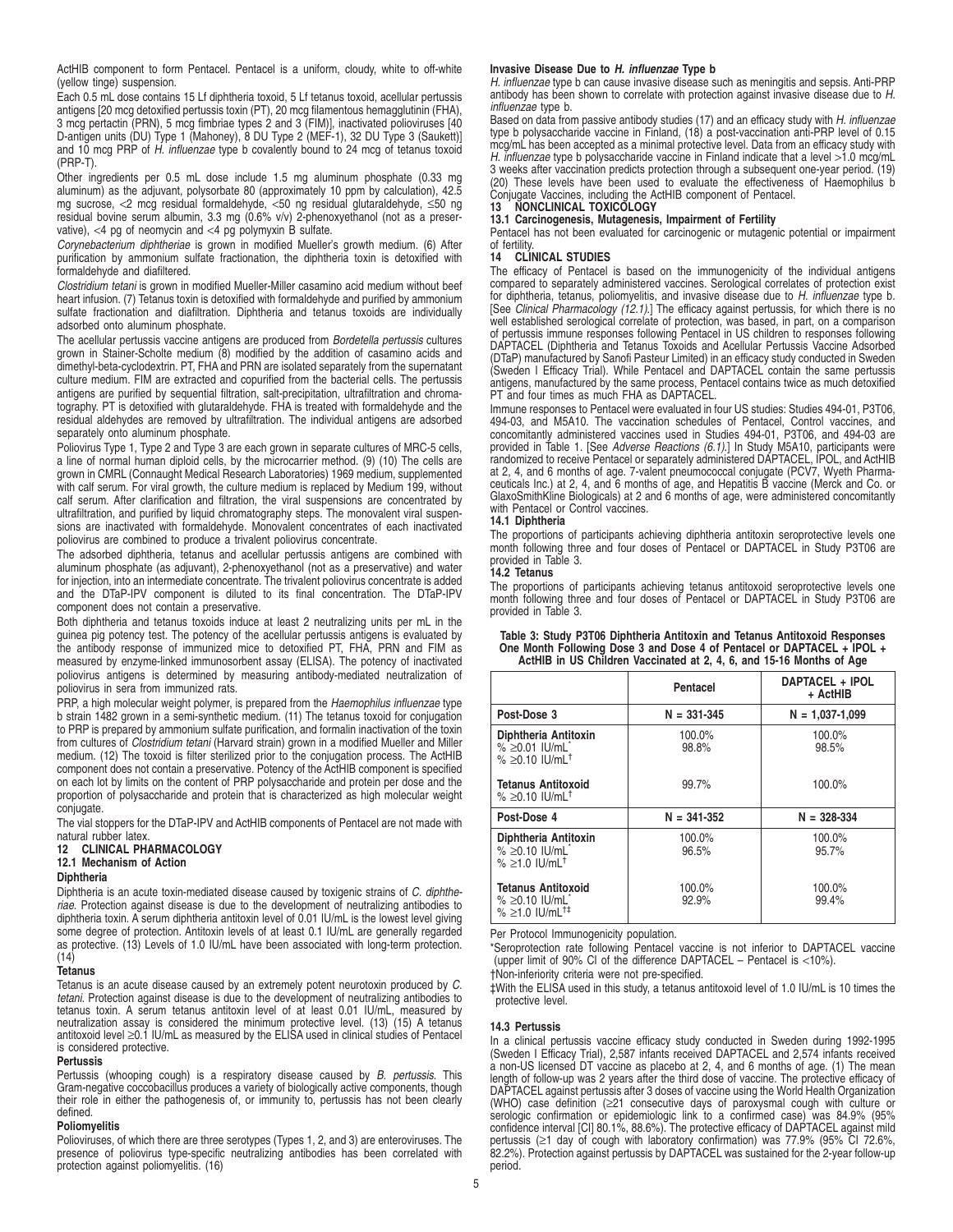ActHIB component to form Pentacel. Pentacel is a uniform, cloudy, white to off-white (yellow tinge) suspension.

Each 0.5 mL dose contains 15 Lf diphtheria toxoid, 5 Lf tetanus toxoid, acellular pertussis antigens [20 mcg detoxified pertussis toxin (PT), 20 mcg filamentous hemagglutinin (FHA), 3 mcg pertactin (PRN), 5 mcg fimbriae types 2 and 3 (FIM)], inactivated polioviruses [40 D-antigen units (DU) Type 1 (Mahoney), 8 DU Type 2 (MEF-1), 32 DU Type 3 (Saukett)] and 10 mcg PRP of *H. influenzae* type b covalently bound to 24 mcg of tetanus toxoid (PRP-T).

Other ingredients per 0.5 mL dose include 1.5 mg aluminum phosphate (0.33 mg aluminum) as the adjuvant, polysorbate 80 (approximately 10 ppm by calculation), 42.5 mg sucrose, <2 mcg residual formaldehyde, <50 ng residual glutaraldehyde, ≤50 ng residual bovine serum albumin, 3.3 mg (0.6% v/v) 2-phenoxyethanol (not as a preservative), <4 pg of neomycin and <4 pg polymyxin B sulfate.

*Corynebacterium diphtheriae* is grown in modified Mueller's growth medium. (6) After purification by ammonium sulfate fractionation, the diphtheria toxin is detoxified with formaldehyde and diafiltered.

*Clostridium tetani* is grown in modified Mueller-Miller casamino acid medium without beef heart infusion. (7) Tetanus toxin is detoxified with formaldehyde and purified by ammonium sulfate fractionation and diafiltration. Diphtheria and tetanus toxoids are individually adsorbed onto aluminum phosphate.

The acellular pertussis vaccine antigens are produced from *Bordetella pertussis* cultures grown in Stainer-Scholte medium (8) modified by the addition of casamino acids and dimethyl-beta-cyclodextrin. PT, FHA and PRN are isolated separately from the supernatant culture medium. FIM are extracted and copurified from the bacterial cells. The pertussis antigens are purified by sequential filtration, salt-precipitation, ultrafiltration and chromatography. PT is detoxified with glutaraldehyde. FHA is treated with formaldehyde and the residual aldehydes are removed by ultrafiltration. The individual antigens are adsorbed separately onto aluminum phosphate.

Poliovirus Type 1, Type 2 and Type 3 are each grown in separate cultures of MRC-5 cells, a line of normal human diploid cells, by the microcarrier method. (9) (10) The cells are grown in CMRL (Connaught Medical Research Laboratories) 1969 medium, supplemented with calf serum. For viral growth, the culture medium is replaced by Medium 199, without calf serum. After clarification and filtration, the viral suspensions are concentrated by ultrafiltration, and purified by liquid chromatography steps. The monovalent viral suspensions are inactivated with formaldehyde. Monovalent concentrates of each inactivated poliovirus are combined to produce a trivalent poliovirus concentrate.

The adsorbed diphtheria, tetanus and acellular pertussis antigens are combined with aluminum phosphate (as adjuvant), 2-phenoxyethanol (not as a preservative) and water for injection, into an intermediate concentrate. The trivalent poliovirus concentrate is added and the DTaP-IPV component is diluted to its final concentration. The DTaP-IPV component does not contain a preservative.

Both diphtheria and tetanus toxoids induce at least 2 neutralizing units per mL in the guinea pig potency test. The potency of the acellular pertussis antigens is evaluated by the antibody response of immunized mice to detoxified PT, FHA, PRN and FIM as measured by enzyme-linked immunosorbent assay (ELISA). The potency of inactivated poliovirus antigens is determined by measuring antibody-mediated neutralization of poliovirus in sera from immunized rats.

PRP, a high molecular weight polymer, is prepared from the *Haemophilus influenzae* type b strain 1482 grown in a semi-synthetic medium. (11) The tetanus toxoid for conjugation to PRP is prepared by ammonium sulfate purification, and formalin inactivation of the toxin from cultures of *Clostridium tetani* (Harvard strain) grown in a modified Mueller and Miller medium. (12) The toxoid is filter sterilized prior to the conjugation process. The ActHIB component does not contain a preservative. Potency of the ActHIB component is specified on each lot by limits on the content of PRP polysaccharide and protein per dose and the proportion of polysaccharide and protein that is characterized as high molecular weight conjugate.

The vial stoppers for the DTaP-IPV and ActHIB components of Pentacel are not made with natural rubber latex.

## 12 CLINICAL PHARMACOLOGY

### 12.1 Mechanism of Action

**Diphtheria**

Diphtheria is an acute toxin-mediated disease caused by toxigenic strains of *C. diphtheriae*. Protection against disease is due to the development of neutralizing antibodies to diphtheria toxin. A serum diphtheria antitoxin level of 0.01 IU/mL is the lowest level giving some degree of protection. Antitoxin levels of at least 0.1 IU/mL are generally regarded as protective. (13) Levels of 1.0 IU/mL have been associated with long-term protection. (14)

**Tetanus**

Tetanus is an acute disease caused by an extremely potent neurotoxin produced by *C. tetani*. Protection against disease is due to the development of neutralizing antibodies to tetanus toxin. A serum tetanus antitoxin level of at least 0.01 IU/mL, measured by neutralization assay is considered the minimum protective level. (13) (15) A tetanus antitoxoid level ≥0.1 IU/mL as measured by the ELISA used in clinical studies of Pentacel is considered protective.

**Pertussis**

Pertussis (whooping cough) is a respiratory disease caused by *B. pertussis*. This Gram-negative coccobacillus produces a variety of biologically active components, though their role in either the pathogenesis of, or immunity to, pertussis has not been clearly defined.

**Poliomyelitis**

Polioviruses, of which there are three serotypes (Types 1, 2, and 3) are enteroviruses. The presence of poliovirus type-specific neutralizing antibodies has been correlated with protection against poliomyelitis. (16)

**Invasive Disease Due to *H. influenzae* Type b**

*H. influenzae* type b can cause invasive disease such as meningitis and sepsis. Anti-PRP antibody has been shown to correlate with protection against invasive disease due to *H. influenzae* type b.

Based on data from passive antibody studies (17) and an efficacy study with *H. influenzae* type b polysaccharide vaccine in Finland, (18) a post-vaccination anti-PRP level of 0.15 mcg/mL has been accepted as a minimal protective level. Data from an efficacy study with *H. influenzae* type b polysaccharide vaccine in Finland indicate that a level >1.0 mcg/mL 3 weeks after vaccination predicts protection through a subsequent one-year period. (19) (20) These levels have been used to evaluate the effectiveness of Haemophilus b Conjugate Vaccines, including the ActHIB component of Pentacel.

## 13 NONCLINICAL TOXICOLOGY

### 13.1 Carcinogenesis, Mutagenesis, Impairment of Fertility

Pentacel has not been evaluated for carcinogenic or mutagenic potential or impairment of fertility.

## 14 CLINICAL STUDIES

The efficacy of Pentacel is based on the immunogenicity of the individual antigens compared to separately administered vaccines. Serological correlates of protection exist for diphtheria, tetanus, poliomyelitis, and invasive disease due to *H. influenzae* type b. [See *Clinical Pharmacology (12.1)*.] The efficacy against pertussis, for which there is no well established serological correlate of protection, was based, in part, on a comparison of pertussis immune responses following Pentacel in US children to responses following DAPTACEL (Diphtheria and Tetanus Toxoids and Acellular Pertussis Vaccine Adsorbed (DTaP) manufactured by Sanofi Pasteur Limited) in an efficacy study conducted in Sweden (Sweden I Efficacy Trial). While Pentacel and DAPTACEL contain the same pertussis antigens, manufactured by the same process, Pentacel contains twice as much detoxified PT and four times as much FHA as DAPTACEL.

Immune responses to Pentacel were evaluated in four US studies: Studies 494-01, P3T06, 494-03, and M5A10. The vaccination schedules of Pentacel, Control vaccines, and concomitantly administered vaccines used in Studies 494-01, P3T06, and 494-03 are provided in Table 1. [See *Adverse Reactions (6.1)*.] In Study M5A10, participants were randomized to receive Pentacel or separately administered DAPTACEL, IPOL, and ActHIB at 2, 4, and 6 months of age. 7-valent pneumococcal conjugate (PCV7, Wyeth Pharmaceuticals Inc.) at 2, 4, and 6 months of age, and Hepatitis B vaccine (Merck and Co. or GlaxoSmithKline Biologicals) at 2 and 6 months of age, were administered concomitantly with Pentacel or Control vaccines.

### 14.1 Diphtheria

The proportions of participants achieving diphtheria antitoxin seroprotective levels one month following three and four doses of Pentacel or DAPTACEL in Study P3T06 are provided in Table 3.

### 14.2 Tetanus

The proportions of participants achieving tetanus antitoxoid seroprotective levels one month following three and four doses of Pentacel or DAPTACEL in Study P3T06 are provided in Table 3.

**Table 3: Study P3T06 Diphtheria Antitoxin and Tetanus Antitoxoid Responses One Month Following Dose 3 and Dose 4 of Pentacel or DAPTACEL + IPOL + ActHIB in US Children Vaccinated at 2, 4, 6, and 15-16 Months of Age**

| | Pentacel | DAPTACEL + IPOL + ActHIB |
|---|---|---|
| **Post-Dose 3** | **N = 331-345** | **N = 1,037-1,099** |
| **Diphtheria Antitoxin**<br>% ≥0.01 IU/mL*<br>% ≥0.10 IU/mL† | <br>100.0%<br>98.8% | <br>100.0%<br>98.5% |
| **Tetanus Antitoxoid**<br>% ≥0.10 IU/mL† | <br>99.7% | <br>100.0% |
| **Post-Dose 4** | **N = 341-352** | **N = 328-334** |
| **Diphtheria Antitoxin**<br>% ≥0.10 IU/mL*<br>% ≥1.0 IU/mL† | <br>100.0%<br>96.5% | <br>100.0%<br>95.7% |
| **Tetanus Antitoxoid**<br>% ≥0.10 IU/mL*<br>% ≥1.0 IU/mL†‡ | <br>100.0%<br>92.9% | <br>100.0%<br>99.4% |

Per Protocol Immunogenicity population.

*Seroprotection rate following Pentacel vaccine is not inferior to DAPTACEL vaccine (upper limit of 90% CI of the difference DAPTACEL – Pentacel is <10%).

†Non-inferiority criteria were not pre-specified.

‡With the ELISA used in this study, a tetanus antitoxoid level of 1.0 IU/mL is 10 times the protective level.

### 14.3 Pertussis

In a clinical pertussis vaccine efficacy study conducted in Sweden during 1992-1995 (Sweden I Efficacy Trial), 2,587 infants received DAPTACEL and 2,574 infants received a non-US licensed DT vaccine as placebo at 2, 4, and 6 months of age. (1) The mean length of follow-up was 2 years after the third dose of vaccine. The protective efficacy of DAPTACEL against pertussis after 3 doses of vaccine using the World Health Organization (WHO) case definition (≥21 consecutive days of paroxysmal cough with culture or serologic confirmation or epidemiologic link to a confirmed case) was 84.9% (95% confidence interval [CI] 80.1%, 88.6%). The protective efficacy of DAPTACEL against mild pertussis (≥1 day of cough with laboratory confirmation) was 77.9% (95% CI 72.6%, 82.2%). Protection against pertussis by DAPTACEL was sustained for the 2-year follow-up period.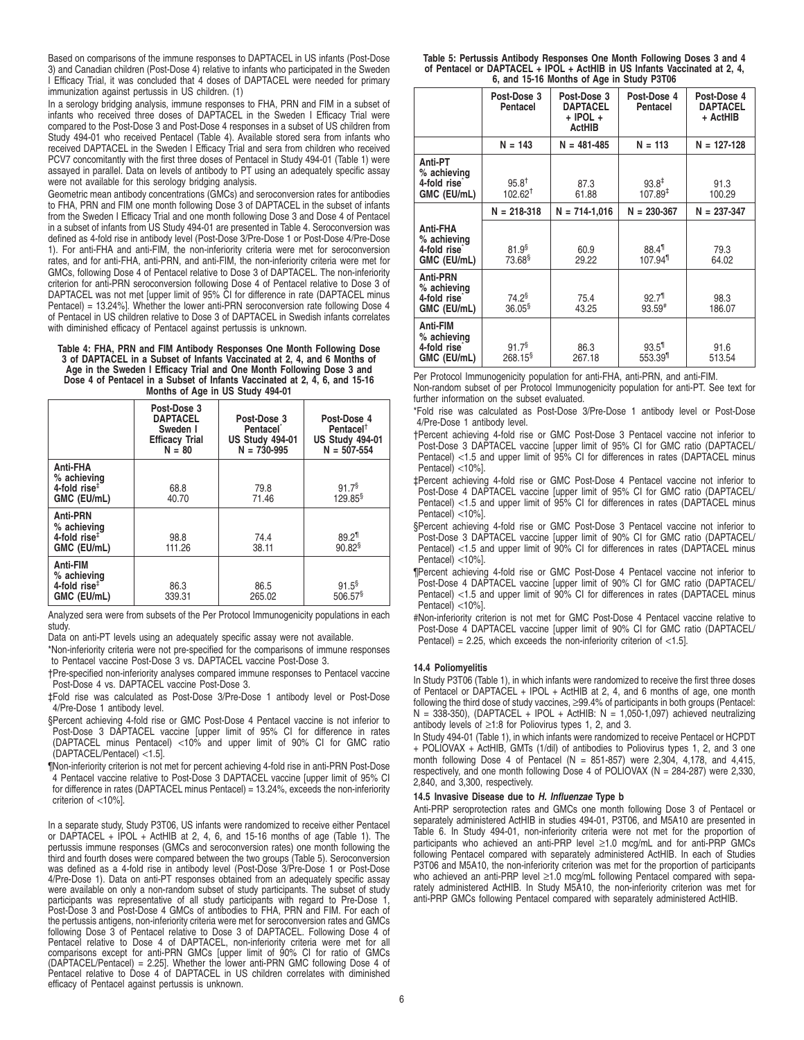Based on comparisons of the immune responses to DAPTACEL in US infants (Post-Dose 3) and Canadian children (Post-Dose 4) relative to infants who participated in the Sweden I Efficacy Trial, it was concluded that 4 doses of DAPTACEL were needed for primary immunization against pertussis in US children. (1)

In a serology bridging analysis, immune responses to FHA, PRN and FIM in a subset of infants who received three doses of DAPTACEL in the Sweden I Efficacy Trial were compared to the Post-Dose 3 and Post-Dose 4 responses in a subset of US children from Study 494-01 who received Pentacel (Table 4). Available stored sera from infants who received DAPTACEL in the Sweden I Efficacy Trial and sera from children who received PCV7 concomitantly with the first three doses of Pentacel in Study 494-01 (Table 1) were assayed in parallel. Data on levels of antibody to PT using an adequately specific assay were not available for this serology bridging analysis.

Geometric mean antibody concentrations (GMCs) and seroconversion rates for antibodies to FHA, PRN and FIM one month following Dose 3 of DAPTACEL in the subset of infants from the Sweden I Efficacy Trial and one month following Dose 3 and Dose 4 of Pentacel in a subset of infants from US Study 494-01 are presented in Table 4. Seroconversion was defined as 4-fold rise in antibody level (Post-Dose 3/Pre-Dose 1 or Post-Dose 4/Pre-Dose 1). For anti-FHA and anti-FIM, the non-inferiority criteria were met for seroconversion rates, and for anti-FHA, anti-PRN, and anti-FIM, the non-inferiority criteria were met for GMCs, following Dose 4 of Pentacel relative to Dose 3 of DAPTACEL. The non-inferiority criterion for anti-PRN seroconversion following Dose 4 of Pentacel relative to Dose 3 of DAPTACEL was not met [upper limit of 95% CI for difference in rate (DAPTACEL minus Pentacel) = 13.24%]. Whether the lower anti-PRN seroconversion rate following Dose 4 of Pentacel in US children relative to Dose 3 of DAPTACEL in Swedish infants correlates with diminished efficacy of Pentacel against pertussis is unknown.

**Table 4: FHA, PRN and FIM Antibody Responses One Month Following Dose 3 of DAPTACEL in a Subset of Infants Vaccinated at 2, 4, and 6 Months of Age in the Sweden I Efficacy Trial and One Month Following Dose 3 and Dose 4 of Pentacel in a Subset of Infants Vaccinated at 2, 4, 6, and 15-16 Months of Age in US Study 494-01**

| | Post-Dose 3 DAPTACEL Sweden I Efficacy Trial N = 80 | Post-Dose 3 Pentacel* US Study 494-01 N = 730-995 | Post-Dose 4 Pentacel† US Study 494-01 N = 507-554 |
|---|---|---|---|
| Anti-FHA % achieving 4-fold rise‡ | 68.8 | 79.8 | 91.7§ |
| GMC (EU/mL) | 40.70 | 71.46 | 129.85§ |
| Anti-PRN % achieving 4-fold rise‡ | 98.8 | 74.4 | 89.2¶ |
| GMC (EU/mL) | 111.26 | 38.11 | 90.82§ |
| Anti-FIM % achieving 4-fold rise‡ | 86.3 | 86.5 | 91.5§ |
| GMC (EU/mL) | 339.31 | 265.02 | 506.57§ |

Analyzed sera were from subsets of the Per Protocol Immunogenicity populations in each study.

Data on anti-PT levels using an adequately specific assay were not available.

*Non-inferiority criteria were not pre-specified for the comparisons of immune responses to Pentacel vaccine Post-Dose 3 vs. DAPTACEL vaccine Post-Dose 3.

†Pre-specified non-inferiority analyses compared immune responses to Pentacel vaccine Post-Dose 4 vs. DAPTACEL vaccine Post-Dose 3.

‡Fold rise was calculated as Post-Dose 3/Pre-Dose 1 antibody level or Post-Dose 4/Pre-Dose 1 antibody level.

§Percent achieving 4-fold rise or GMC Post-Dose 4 Pentacel vaccine is not inferior to Post-Dose 3 DAPTACEL vaccine [upper limit of 95% CI for difference in rates (DAPTACEL minus Pentacel) <10% and upper limit of 90% CI for GMC ratio (DAPTACEL/Pentacel) <1.5].

¶Non-inferiority criterion is not met for percent achieving 4-fold rise in anti-PRN Post-Dose 4 Pentacel vaccine relative to Post-Dose 3 DAPTACEL vaccine [upper limit of 95% CI for difference in rates (DAPTACEL minus Pentacel) = 13.24%, exceeds the non-inferiority criterion of <10%].

In a separate study, Study P3T06, US infants were randomized to receive either Pentacel or DAPTACEL + IPOL + ActHIB at 2, 4, 6, and 15-16 months of age (Table 1). The pertussis immune responses (GMCs and seroconversion rates) one month following the third and fourth doses were compared between the two groups (Table 5). Seroconversion was defined as a 4-fold rise in antibody level (Post-Dose 3/Pre-Dose 1 or Post-Dose 4/Pre-Dose 1). Data on anti-PT responses obtained from an adequately specific assay were available on only a non-random subset of study participants. The subset of study participants was representative of all study participants with regard to Pre-Dose 1, Post-Dose 3 and Post-Dose 4 GMCs of antibodies to FHA, PRN and FIM. For each of the pertussis antigens, non-inferiority criteria were met for seroconversion rates and GMCs following Dose 3 of Pentacel relative to Dose 3 of DAPTACEL. Following Dose 4 of Pentacel relative to Dose 4 of DAPTACEL, non-inferiority criteria were met for all comparisons except for anti-PRN GMCs [upper limit of 90% CI for ratio of GMCs (DAPTACEL/Pentacel) = 2.25]. Whether the lower anti-PRN GMC following Dose 4 of Pentacel relative to Dose 4 of DAPTACEL in US children correlates with diminished efficacy of Pentacel against pertussis is unknown.

**Table 5: Pertussis Antibody Responses One Month Following Doses 3 and 4 of Pentacel or DAPTACEL + IPOL + ActHIB in US Infants Vaccinated at 2, 4, 6, and 15-16 Months of Age in Study P3T06**

| | Post-Dose 3 Pentacel | Post-Dose 3 DAPTACEL + IPOL + ActHIB | Post-Dose 4 Pentacel | Post-Dose 4 DAPTACEL + ActHIB |
|---|---|---|---|---|
| | N = 143 | N = 481-485 | N = 113 | N = 127-128 |
| Anti-PT % achieving 4-fold rise* | 95.8† | 87.3 | 93.8‡ | 91.3 |
| GMC (EU/mL) | 102.62† | 61.88 | 107.89‡ | 100.29 |
| | N = 218-318 | N = 714-1,016 | N = 230-367 | N = 237-347 |
| Anti-FHA % achieving 4-fold rise* | 81.9§ | 60.9 | 88.4¶ | 79.3 |
| GMC (EU/mL) | 73.68§ | 29.22 | 107.94¶ | 64.02 |
| Anti-PRN % achieving 4-fold rise* | 74.2§ | 75.4 | 92.7¶ | 98.3 |
| GMC (EU/mL) | 36.05§ | 43.25 | 93.59# | 186.07 |
| Anti-FIM % achieving 4-fold rise* | 91.7§ | 86.3 | 93.5¶ | 91.6 |
| GMC (EU/mL) | 268.15§ | 267.18 | 553.39¶ | 513.54 |

Per Protocol Immunogenicity population for anti-FHA, anti-PRN, and anti-FIM.

Non-random subset of per Protocol Immunogenicity population for anti-PT. See text for further information on the subset evaluated.

*Fold rise was calculated as Post-Dose 3/Pre-Dose 1 antibody level or Post-Dose 4/Pre-Dose 1 antibody level.

†Percent achieving 4-fold rise or GMC Post-Dose 3 Pentacel vaccine not inferior to Post-Dose 3 DAPTACEL vaccine [upper limit of 95% CI for GMC ratio (DAPTACEL/Pentacel) <1.5 and upper limit of 95% CI for differences in rates (DAPTACEL minus Pentacel) <10%].

‡Percent achieving 4-fold rise or GMC Post-Dose 4 Pentacel vaccine not inferior to Post-Dose 4 DAPTACEL vaccine [upper limit of 95% CI for GMC ratio (DAPTACEL/Pentacel) <1.5 and upper limit of 95% CI for differences in rates (DAPTACEL minus Pentacel) <10%].

§Percent achieving 4-fold rise or GMC Post-Dose 3 Pentacel vaccine not inferior to Post-Dose 3 DAPTACEL vaccine [upper limit of 90% CI for GMC ratio (DAPTACEL/Pentacel) <1.5 and upper limit of 90% CI for differences in rates (DAPTACEL minus Pentacel) <10%].

¶Percent achieving 4-fold rise or GMC Post-Dose 4 Pentacel vaccine not inferior to Post-Dose 4 DAPTACEL vaccine [upper limit of 90% CI for GMC ratio (DAPTACEL/Pentacel) <1.5 and upper limit of 90% CI for differences in rates (DAPTACEL minus Pentacel) <10%].

#Non-inferiority criterion is not met for GMC Post-Dose 4 Pentacel vaccine relative to Post-Dose 4 DAPTACEL vaccine [upper limit of 90% CI for GMC ratio (DAPTACEL/Pentacel) = 2.25, which exceeds the non-inferiority criterion of <1.5].

### 14.4 Poliomyelitis

In Study P3T06 (Table 1), in which infants were randomized to receive the first three doses of Pentacel or DAPTACEL + IPOL + ActHIB at 2, 4, and 6 months of age, one month following the third dose of study vaccines, ≥99.4% of participants in both groups (Pentacel: N = 338-350), (DAPTACEL + IPOL + ActHIB: N = 1,050-1,097) achieved neutralizing antibody levels of ≥1:8 for Poliovirus types 1, 2, and 3.

In Study 494-01 (Table 1), in which infants were randomized to receive Pentacel or HCPDT + POLIOVAX + ActHIB, GMTs (1/dil) of antibodies to Poliovirus types 1, 2, and 3 one month following Dose 4 of Pentacel (N = 851-857) were 2,304, 4,178, and 4,415, respectively, and one month following Dose 4 of POLIOVAX (N = 284-287) were 2,330, 2,840, and 3,300, respectively.

### 14.5 Invasive Disease due to *H. Influenzae* Type b

Anti-PRP seroprotection rates and GMCs one month following Dose 3 of Pentacel or separately administered ActHIB in studies 494-01, P3T06, and M5A10 are presented in Table 6. In Study 494-01, non-inferiority criteria were not met for the proportion of participants who achieved an anti-PRP level ≥1.0 mcg/mL and for anti-PRP GMCs following Pentacel compared with separately administered ActHIB. In each of Studies P3T06 and M5A10, the non-inferiority criterion was met for the proportion of participants who achieved an anti-PRP level ≥1.0 mcg/mL following Pentacel compared with separately administered ActHIB. In Study M5A10, the non-inferiority criterion was met for anti-PRP GMCs following Pentacel compared with separately administered ActHIB.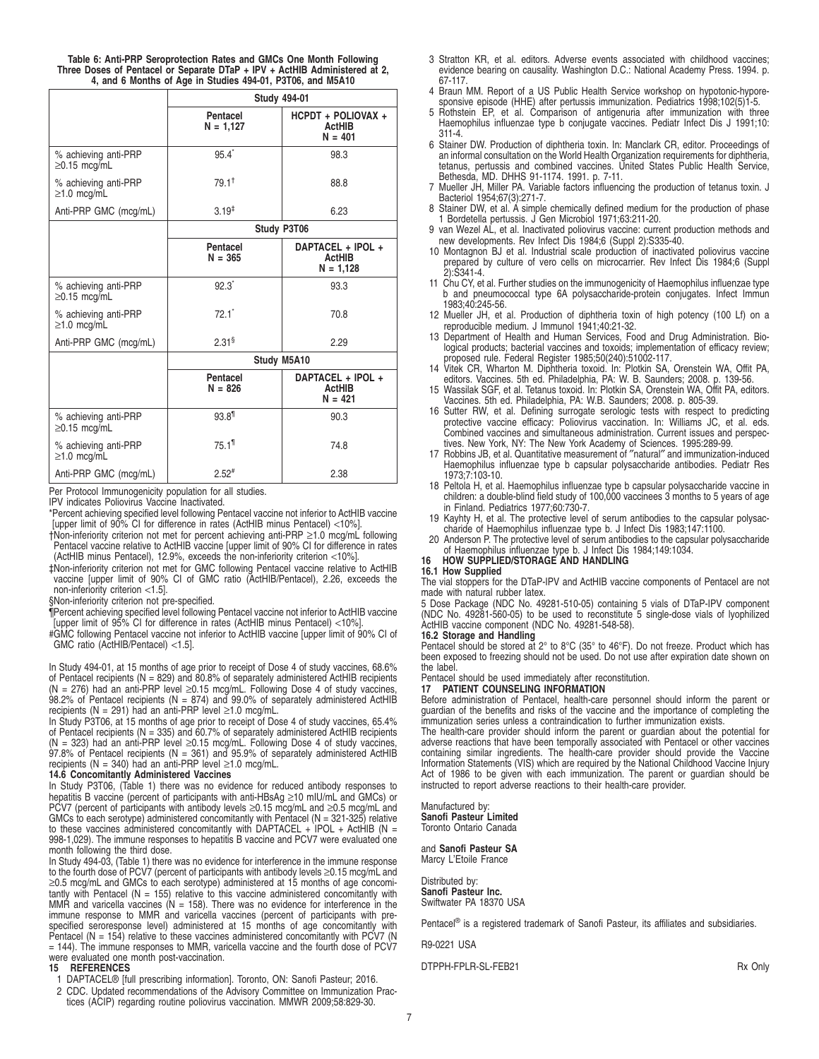**Table 6: Anti-PRP Seroprotection Rates and GMCs One Month Following Three Doses of Pentacel or Separate DTaP + IPV + ActHIB Administered at 2, 4, and 6 Months of Age in Studies 494-01, P3T06, and M5A10**

| | Study 494-01 | |
|---|---|---|
| | Pentacel N = 1,127 | HCPDT + POLIOVAX + ActHIB N = 401 |
| % achieving anti-PRP ≥0.15 mcg/mL | 95.4* | 98.3 |
| % achieving anti-PRP ≥1.0 mcg/mL | 79.1† | 88.8 |
| Anti-PRP GMC (mcg/mL) | 3.19‡ | 6.23 |
| | **Study P3T06** | |
| | Pentacel N = 365 | DAPTACEL + IPOL + ActHIB N = 1,128 |
| % achieving anti-PRP ≥0.15 mcg/mL | 92.3* | 93.3 |
| % achieving anti-PRP ≥1.0 mcg/mL | 72.1* | 70.8 |
| Anti-PRP GMC (mcg/mL) | 2.31§ | 2.29 |
| | **Study M5A10** | |
| | Pentacel N = 826 | DAPTACEL + IPOL + ActHIB N = 421 |
| % achieving anti-PRP ≥0.15 mcg/mL | 93.8¶ | 90.3 |
| % achieving anti-PRP ≥1.0 mcg/mL | 75.1¶ | 74.8 |
| Anti-PRP GMC (mcg/mL) | 2.52# | 2.38 |

Per Protocol Immunogenicity population for all studies.

IPV indicates Poliovirus Vaccine Inactivated.

*Percent achieving specified level following Pentacel vaccine not inferior to ActHIB vaccine [upper limit of 90% CI for difference in rates (ActHIB minus Pentacel) <10%].

†Non-inferiority criterion not met for percent achieving anti-PRP ≥1.0 mcg/mL following Pentacel vaccine relative to ActHIB vaccine [upper limit of 90% CI for difference in rates (ActHIB minus Pentacel), 12.9%, exceeds the non-inferiority criterion <10%].

‡Non-inferiority criterion not met for GMC following Pentacel vaccine relative to ActHIB vaccine [upper limit of 90% CI of GMC ratio (ActHIB/Pentacel), 2.26, exceeds the non-inferiority criterion <1.5].

§Non-inferiority criterion not pre-specified.

¶Percent achieving specified level following Pentacel vaccine not inferior to ActHIB vaccine [upper limit of 95% CI for difference in rates (ActHIB minus Pentacel) <10%].

#GMC following Pentacel vaccine not inferior to ActHIB vaccine [upper limit of 90% CI of GMC ratio (ActHIB/Pentacel) <1.5].

In Study 494-01, at 15 months of age prior to receipt of Dose 4 of study vaccines, 68.6% of Pentacel recipients (N = 829) and 80.8% of separately administered ActHIB recipients (N = 276) had an anti-PRP level ≥0.15 mcg/mL. Following Dose 4 of study vaccines, 98.2% of Pentacel recipients (N = 874) and 99.0% of separately administered ActHIB recipients (N = 291) had an anti-PRP level ≥1.0 mcg/mL.

In Study P3T06, at 15 months of age prior to receipt of Dose 4 of study vaccines, 65.4% of Pentacel recipients (N = 335) and 60.7% of separately administered ActHIB recipients (N = 323) had an anti-PRP level ≥0.15 mcg/mL. Following Dose 4 of study vaccines, 97.8% of Pentacel recipients (N = 361) and 95.9% of separately administered ActHIB recipients (N = 340) had an anti-PRP level ≥1.0 mcg/mL.

### 14.6 Concomitantly Administered Vaccines

In Study P3T06, (Table 1) there was no evidence for reduced antibody responses to hepatitis B vaccine (percent of participants with anti-HBsAg ≥10 mIU/mL and GMCs) or PCV7 (percent of participants with antibody levels ≥0.15 mcg/mL and ≥0.5 mcg/mL and GMCs to each serotype) administered concomitantly with Pentacel (N = 321-325) relative to these vaccines administered concomitantly with DAPTACEL + IPOL + ActHIB (N = 998-1,029). The immune responses to hepatitis B vaccine and PCV7 were evaluated one month following the third dose.

In Study 494-03, (Table 1) there was no evidence for interference in the immune response to the fourth dose of PCV7 (percent of participants with antibody levels ≥0.15 mcg/mL and ≥0.5 mcg/mL and GMCs to each serotype) administered at 15 months of age concomitantly with Pentacel (N = 155) relative to this vaccine administered concomitantly with MMR and varicella vaccines (N = 158). There was no evidence for interference in the immune response to MMR and varicella vaccines (percent of participants with pre-specified seroresponse level) administered at 15 months of age concomitantly with Pentacel (N = 154) relative to these vaccines administered concomitantly with PCV7 (N = 144). The immune responses to MMR, varicella vaccine and the fourth dose of PCV7 were evaluated one month post-vaccination.

## 15 REFERENCES

1. DAPTACEL® [full prescribing information]. Toronto, ON: Sanofi Pasteur; 2016.
2. CDC. Updated recommendations of the Advisory Committee on Immunization Practices (ACIP) regarding routine poliovirus vaccination. MMWR 2009;58:829-30.
3. Stratton KR, et al. editors. Adverse events associated with childhood vaccines; evidence bearing on causality. Washington D.C.: National Academy Press. 1994. p. 67-117.
4. Braun MM. Report of a US Public Health Service workshop on hypotonic-hyporesponsive episode (HHE) after pertussis immunization. Pediatrics 1998;102(5)1-5.
5. Rothstein EP, et al. Comparison of antigenuria after immunization with three Haemophilus influenzae type b conjugate vaccines. Pediatr Infect Dis J 1991;10:311-4.
6. Stainer DW. Production of diphtheria toxin. In: Manclark CR, editor. Proceedings of an informal consultation on the World Health Organization requirements for diphtheria, tetanus, pertussis and combined vaccines. United States Public Health Service, Bethesda, MD. DHHS 91-1174. 1991. p. 7-11.
7. Mueller JH, Miller PA. Variable factors influencing the production of tetanus toxin. J Bacteriol 1954;67(3):271-7.
8. Stainer DW, et al. A simple chemically defined medium for the production of phase 1 Bordetella pertussis. J Gen Microbiol 1971;63:211-20.
9. van Wezel AL, et al. Inactivated poliovirus vaccine: current production methods and new developments. Rev Infect Dis 1984;6 (Suppl 2):S335-40.
10. Montagnon BJ et al. Industrial scale production of inactivated poliovirus vaccine prepared by culture of vero cells on microcarrier. Rev Infect Dis 1984;6 (Suppl 2):S341-4.
11. Chu CY, et al. Further studies on the immunogenicity of Haemophilus influenzae type b and pneumococcal type 6A polysaccharide-protein conjugates. Infect Immun 1983;40:245-56.
12. Mueller JH, et al. Production of diphtheria toxin of high potency (100 Lf) on a reproducible medium. J Immunol 1941;40:21-32.
13. Department of Health and Human Services, Food and Drug Administration. Biological products; bacterial vaccines and toxoids; implementation of efficacy review; proposed rule. Federal Register 1985;50(240):51002-117.
14. Vitek CR, Wharton M. Diphtheria toxoid. In: Plotkin SA, Orenstein WA, Offit PA, editors. Vaccines. 5th ed. Philadelphia, PA: W. B. Saunders; 2008. p. 139-56.
15. Wassilak SGF, et al. Tetanus toxoid. In: Plotkin SA, Orenstein WA, Offit PA, editors. Vaccines. 5th ed. Philadelphia, PA: W.B. Saunders; 2008. p. 805-39.
16. Sutter RW, et al. Defining surrogate serologic tests with respect to predicting protective vaccine efficacy: Poliovirus vaccination. In: Williams JC, et al. eds. Combined vaccines and simultaneous administration. Current issues and perspectives. New York, NY: The New York Academy of Sciences. 1995:289-99.
17. Robbins JB, et al. Quantitative measurement of "natural" and immunization-induced Haemophilus influenzae type b capsular polysaccharide antibodies. Pediatr Res 1973;7:103-10.
18. Peltola H, et al. Haemophilus influenzae type b capsular polysaccharide vaccine in children: a double-blind field study of 100,000 vaccinees 3 months to 5 years of age in Finland. Pediatrics 1977;60:730-7.
19. Kayhty H, et al. The protective level of serum antibodies to the capsular polysaccharide of Haemophilus influenzae type b. J Infect Dis 1983;147:1100.
20. Anderson P. The protective level of serum antibodies to the capsular polysaccharide of Haemophilus influenzae type b. J Infect Dis 1984;149:1034.

## 16 HOW SUPPLIED/STORAGE AND HANDLING

### 16.1 How Supplied

The vial stoppers for the DTaP-IPV and ActHIB vaccine components of Pentacel are not made with natural rubber latex.

5 Dose Package (NDC No. 49281-510-05) containing 5 vials of DTaP-IPV component (NDC No. 49281-560-05) to be used to reconstitute 5 single-dose vials of lyophilized ActHIB vaccine component (NDC No. 49281-548-58).

### 16.2 Storage and Handling

Pentacel should be stored at 2° to 8°C (35° to 46°F). Do not freeze. Product which has been exposed to freezing should not be used. Do not use after expiration date shown on the label.

Pentacel should be used immediately after reconstitution.

## 17 PATIENT COUNSELING INFORMATION

Before administration of Pentacel, health-care personnel should inform the parent or guardian of the benefits and risks of the vaccine and the importance of completing the immunization series unless a contraindication to further immunization exists.

The health-care provider should inform the parent or guardian about the potential for adverse reactions that have been temporally associated with Pentacel or other vaccines containing similar ingredients. The health-care provider should provide the Vaccine Information Statements (VIS) which are required by the National Childhood Vaccine Injury Act of 1986 to be given with each immunization. The parent or guardian should be instructed to report adverse reactions to their health-care provider.

Manufactured by:
**Sanofi Pasteur Limited**
Toronto Ontario Canada

and **Sanofi Pasteur SA**
Marcy L'Etoile France

Distributed by:
**Sanofi Pasteur Inc.**
Swiftwater PA 18370 USA

Pentacel® is a registered trademark of Sanofi Pasteur, its affiliates and subsidiaries.

R9-0221 USA

DTPPH-FPLR-SL-FEB21 Rx Only